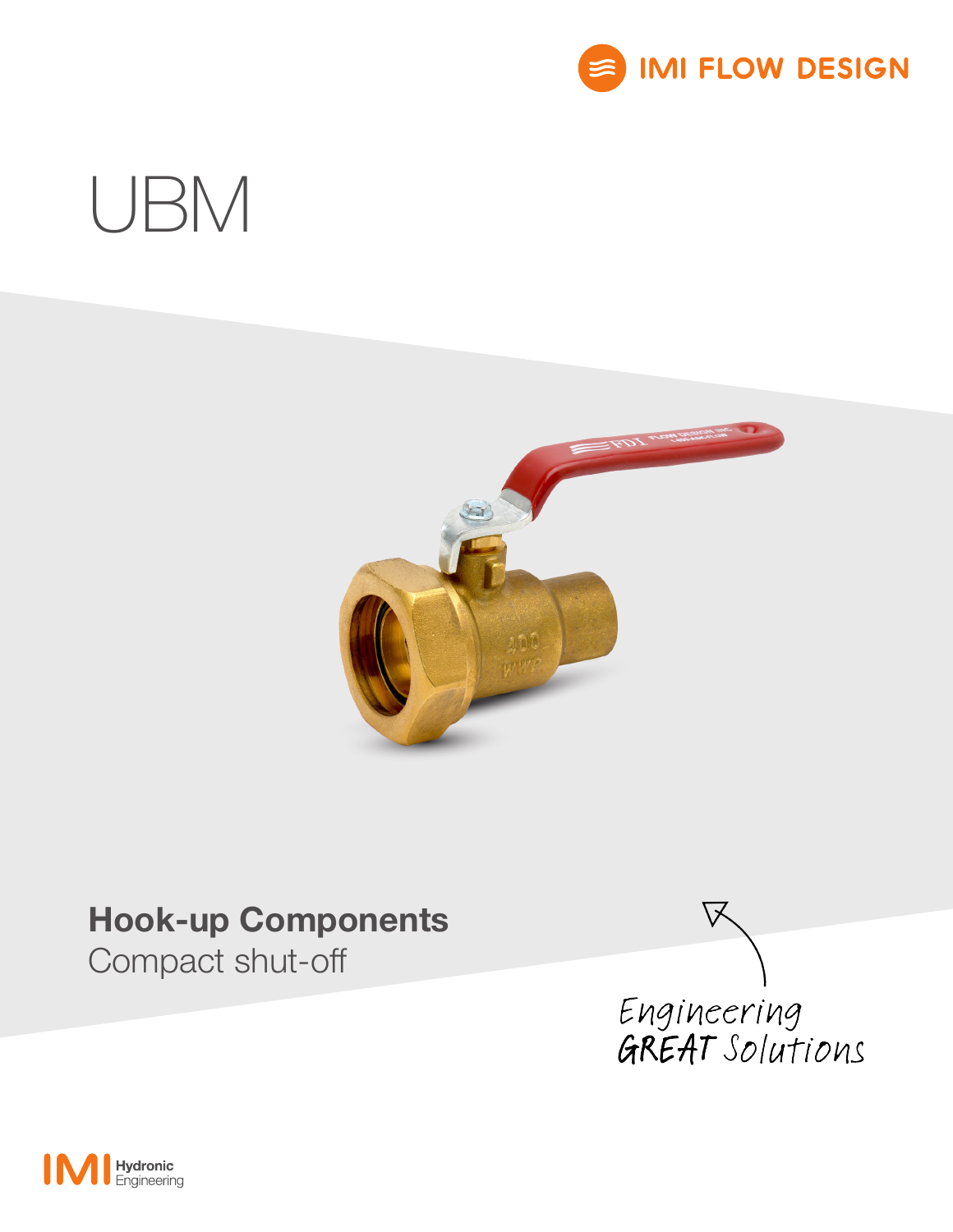IMI FLOW DESIGN

# UBM

**Hook-up Components**
Compact shut-off

Engineering GREAT Solutions

IMI Hydronic Engineering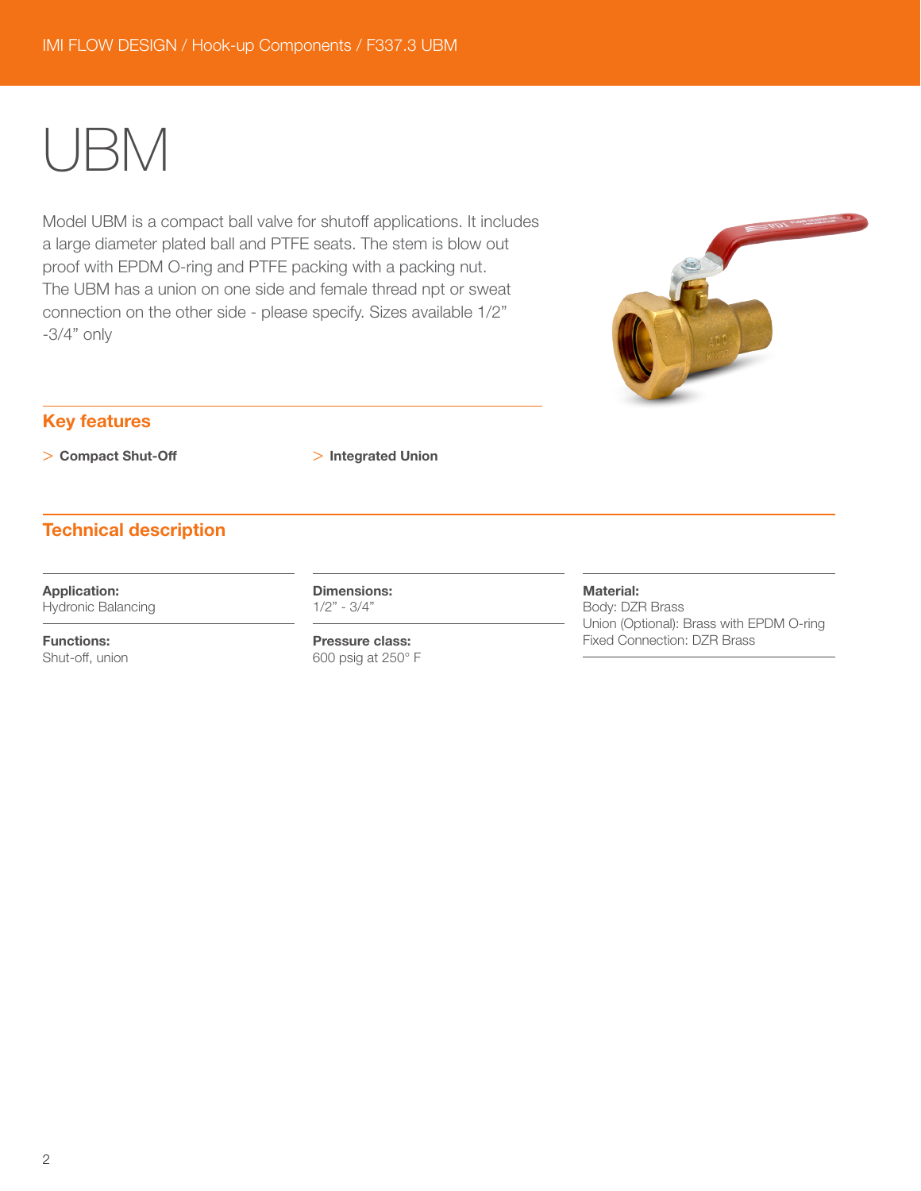# UBM

Model UBM is a compact ball valve for shutoff applications. It includes a large diameter plated ball and PTFE seats. The stem is blow out proof with EPDM O-ring and PTFE packing with a packing nut. The UBM has a union on one side and female thread npt or sweat connection on the other side - please specify. Sizes available 1/2" -3/4" only

## Key features

> **Compact Shut-Off**

> **Integrated Union**

## Technical description

**Application:**
Hydronic Balancing

**Functions:**
Shut-off, union

**Dimensions:**
1/2" - 3/4"

**Pressure class:**
600 psig at 250° F

**Material:**
Body: DZR Brass
Union (Optional): Brass with EPDM O-ring
Fixed Connection: DZR Brass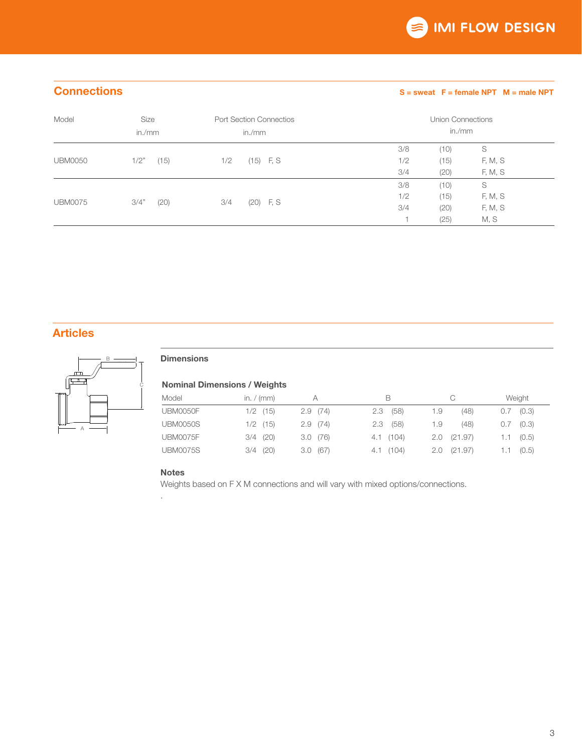## Connections

**S = sweat  F = female NPT  M = male NPT**

| Model | Size in./mm | | Port Section Connectios in./mm | | | Union Connections in./mm | | |
|---|---|---|---|---|---|---|---|---|
| UBM0050 | 1/2" | (15) | 1/2 | (15) | F, S | 3/8 | (10) | S |
| | | | | | | 1/2 | (15) | F, M, S |
| | | | | | | 3/4 | (20) | F, M, S |
| UBM0075 | 3/4" | (20) | 3/4 | (20) | F, S | 3/8 | (10) | S |
| | | | | | | 1/2 | (15) | F, M, S |
| | | | | | | 3/4 | (20) | F, M, S |
| | | | | | | 1 | (25) | M, S |

## Articles

### Dimensions

**Nominal Dimensions / Weights**

| Model | in. / (mm) | | A | | B | | C | | Weight | |
|---|---|---|---|---|---|---|---|---|---|---|
| UBM0050F | 1/2 | (15) | 2.9 | (74) | 2.3 | (58) | 1.9 | (48) | 0.7 | (0.3) |
| UBM0050S | 1/2 | (15) | 2.9 | (74) | 2.3 | (58) | 1.9 | (48) | 0.7 | (0.3) |
| UBM0075F | 3/4 | (20) | 3.0 | (76) | 4.1 | (104) | 2.0 | (21.97) | 1.1 | (0.5) |
| UBM0075S | 3/4 | (20) | 3.0 | (67) | 4.1 | (104) | 2.0 | (21.97) | 1.1 | (0.5) |

**Notes**

Weights based on F X M connections and will vary with mixed options/connections.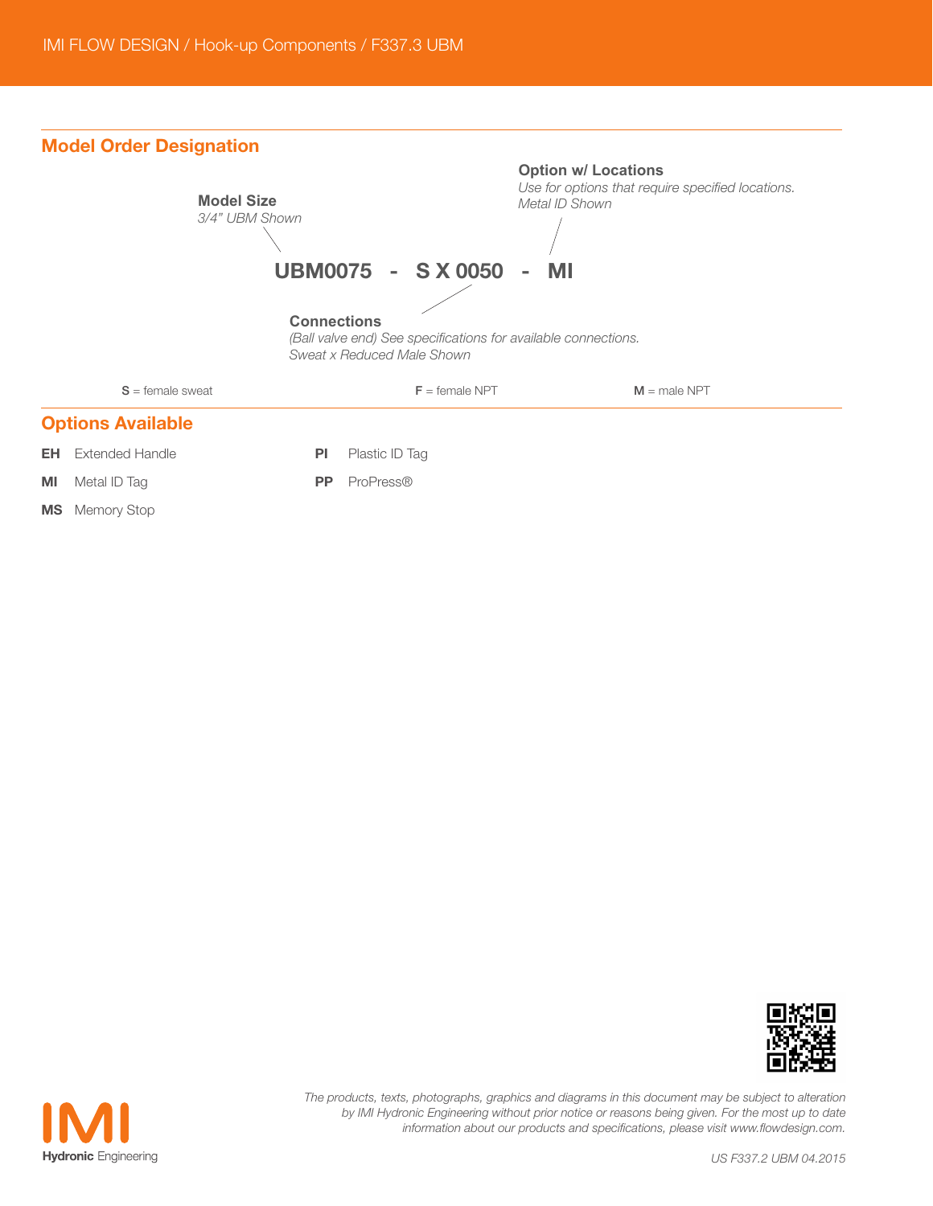## Model Order Designation

**Model Size**
*3/4" UBM Shown*

**Option w/ Locations**
*Use for options that require specified locations. Metal ID Shown*

**UBM0075 - S X 0050 - MI**

**Connections**
*(Ball valve end) See specifications for available connections. Sweat x Reduced Male Shown*

**S** = female sweat　　**F** = female NPT　　**M** = male NPT

## Options Available

| | |
|---|---|
| **EH** | Extended Handle |
| **MI** | Metal ID Tag |
| **MS** | Memory Stop |
| **PI** | Plastic ID Tag |
| **PP** | ProPress® |

*The products, texts, photographs, graphics and diagrams in this document may be subject to alteration by IMI Hydronic Engineering without prior notice or reasons being given. For the most up to date information about our products and specifications, please visit www.flowdesign.com.*

*US F337.2 UBM 04.2015*